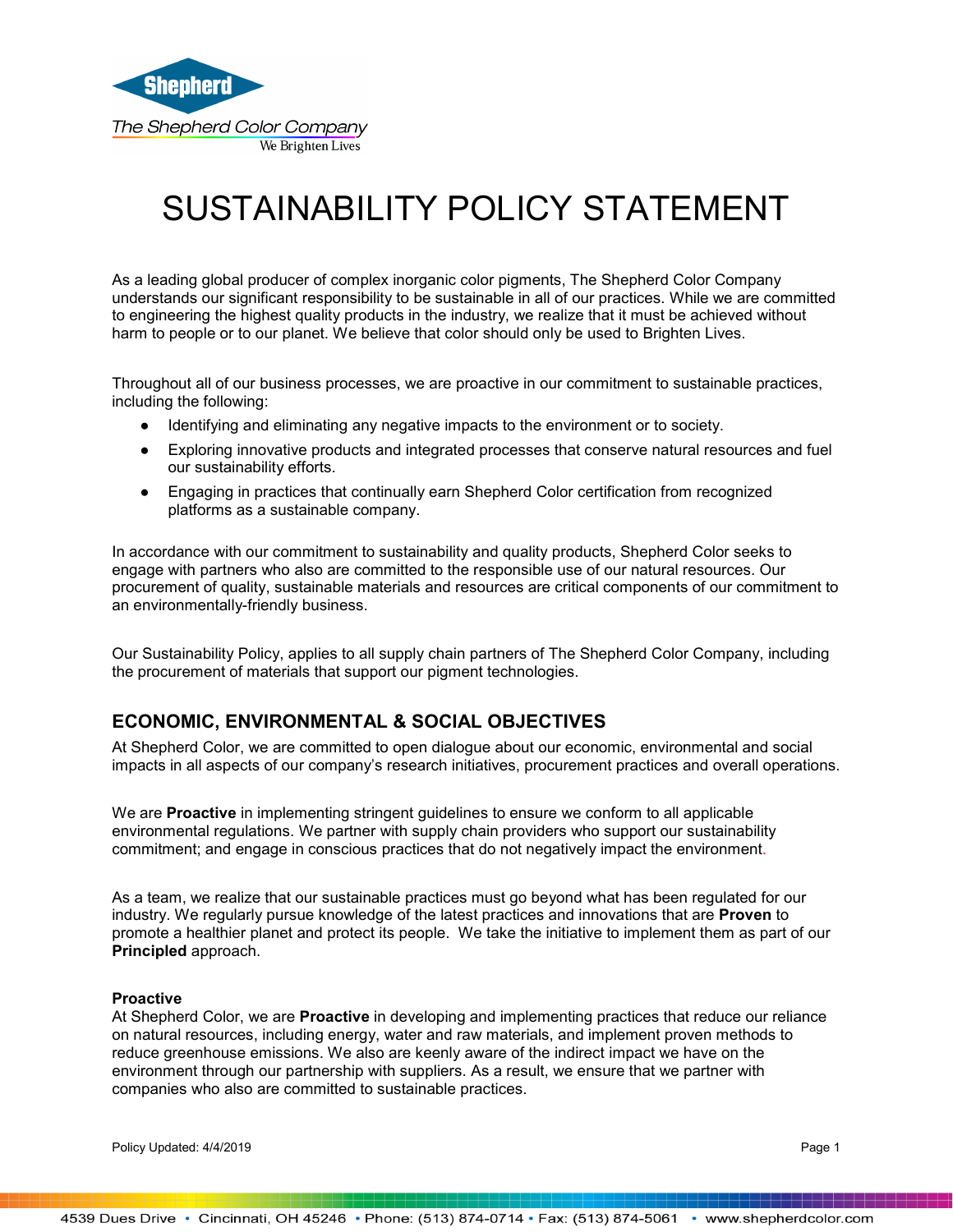Shepherd

The Shepherd Color Company

We Brighten Lives

# SUSTAINABILITY POLICY STATEMENT

As a leading global producer of complex inorganic color pigments, The Shepherd Color Company understands our significant responsibility to be sustainable in all of our practices. While we are committed to engineering the highest quality products in the industry, we realize that it must be achieved without harm to people or to our planet. We believe that color should only be used to Brighten Lives.

Throughout all of our business processes, we are proactive in our commitment to sustainable practices, including the following:

- Identifying and eliminating any negative impacts to the environment or to society.
- Exploring innovative products and integrated processes that conserve natural resources and fuel our sustainability efforts.
- Engaging in practices that continually earn Shepherd Color certification from recognized platforms as a sustainable company.

In accordance with our commitment to sustainability and quality products, Shepherd Color seeks to engage with partners who also are committed to the responsible use of our natural resources. Our procurement of quality, sustainable materials and resources are critical components of our commitment to an environmentally-friendly business.

Our Sustainability Policy, applies to all supply chain partners of The Shepherd Color Company, including the procurement of materials that support our pigment technologies.

## ECONOMIC, ENVIRONMENTAL & SOCIAL OBJECTIVES

At Shepherd Color, we are committed to open dialogue about our economic, environmental and social impacts in all aspects of our company's research initiatives, procurement practices and overall operations.

We are **Proactive** in implementing stringent guidelines to ensure we conform to all applicable environmental regulations. We partner with supply chain providers who support our sustainability commitment; and engage in conscious practices that do not negatively impact the environment.

As a team, we realize that our sustainable practices must go beyond what has been regulated for our industry. We regularly pursue knowledge of the latest practices and innovations that are **Proven** to promote a healthier planet and protect its people. We take the initiative to implement them as part of our **Principled** approach.

### Proactive

At Shepherd Color, we are **Proactive** in developing and implementing practices that reduce our reliance on natural resources, including energy, water and raw materials, and implement proven methods to reduce greenhouse emissions. We also are keenly aware of the indirect impact we have on the environment through our partnership with suppliers. As a result, we ensure that we partner with companies who also are committed to sustainable practices.

Policy Updated: 4/4/2019

4539 Dues Drive • Cincinnati, OH 45246 • Phone: (513) 874-0714 • Fax: (513) 874-5061 • www.shepherdcolor.com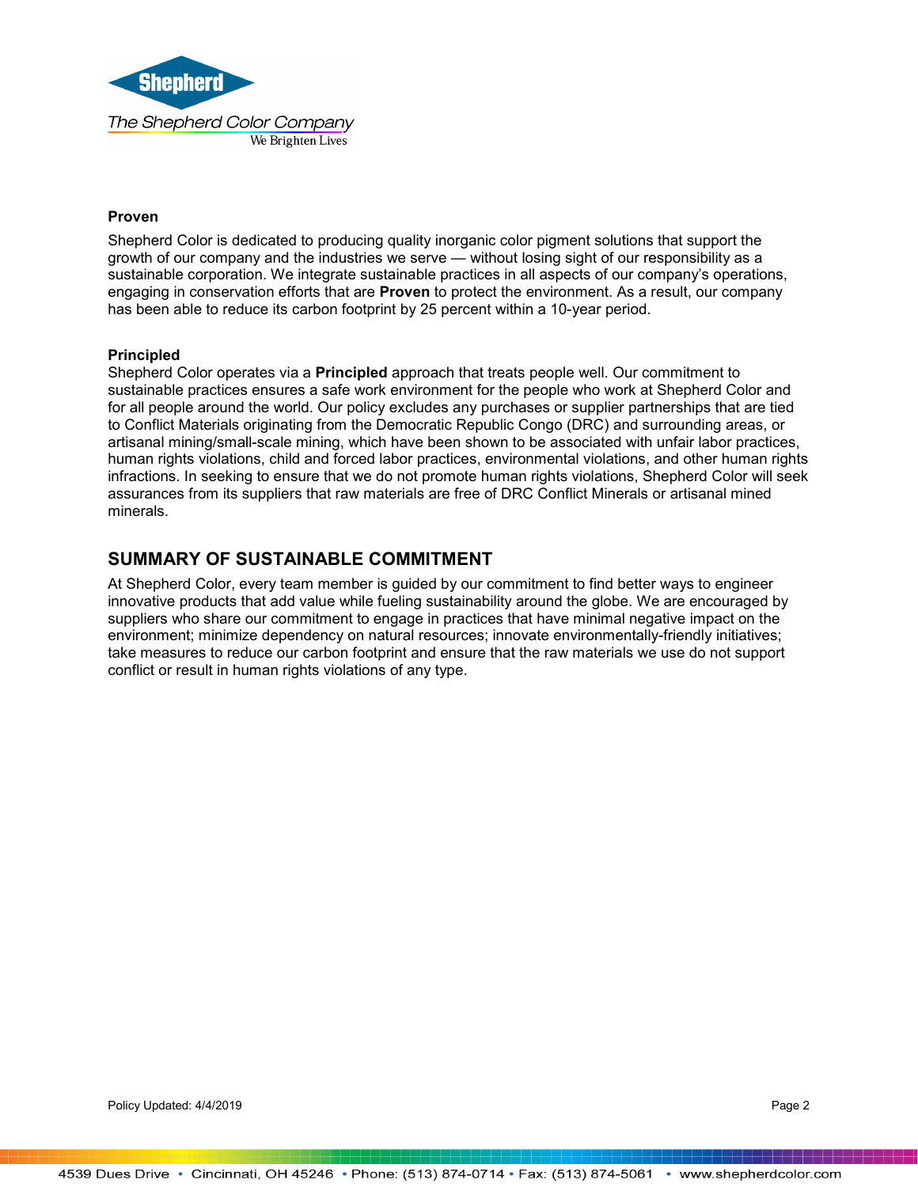**Proven**

Shepherd Color is dedicated to producing quality inorganic color pigment solutions that support the growth of our company and the industries we serve — without losing sight of our responsibility as a sustainable corporation. We integrate sustainable practices in all aspects of our company's operations, engaging in conservation efforts that are **Proven** to protect the environment. As a result, our company has been able to reduce its carbon footprint by 25 percent within a 10-year period.

**Principled**

Shepherd Color operates via a **Principled** approach that treats people well. Our commitment to sustainable practices ensures a safe work environment for the people who work at Shepherd Color and for all people around the world. Our policy excludes any purchases or supplier partnerships that are tied to Conflict Materials originating from the Democratic Republic Congo (DRC) and surrounding areas, or artisanal mining/small-scale mining, which have been shown to be associated with unfair labor practices, human rights violations, child and forced labor practices, environmental violations, and other human rights infractions. In seeking to ensure that we do not promote human rights violations, Shepherd Color will seek assurances from its suppliers that raw materials are free of DRC Conflict Minerals or artisanal mined minerals.

## SUMMARY OF SUSTAINABLE COMMITMENT

At Shepherd Color, every team member is guided by our commitment to find better ways to engineer innovative products that add value while fueling sustainability around the globe. We are encouraged by suppliers who share our commitment to engage in practices that have minimal negative impact on the environment; minimize dependency on natural resources; innovate environmentally-friendly initiatives; take measures to reduce our carbon footprint and ensure that the raw materials we use do not support conflict or result in human rights violations of any type.

Policy Updated: 4/4/2019